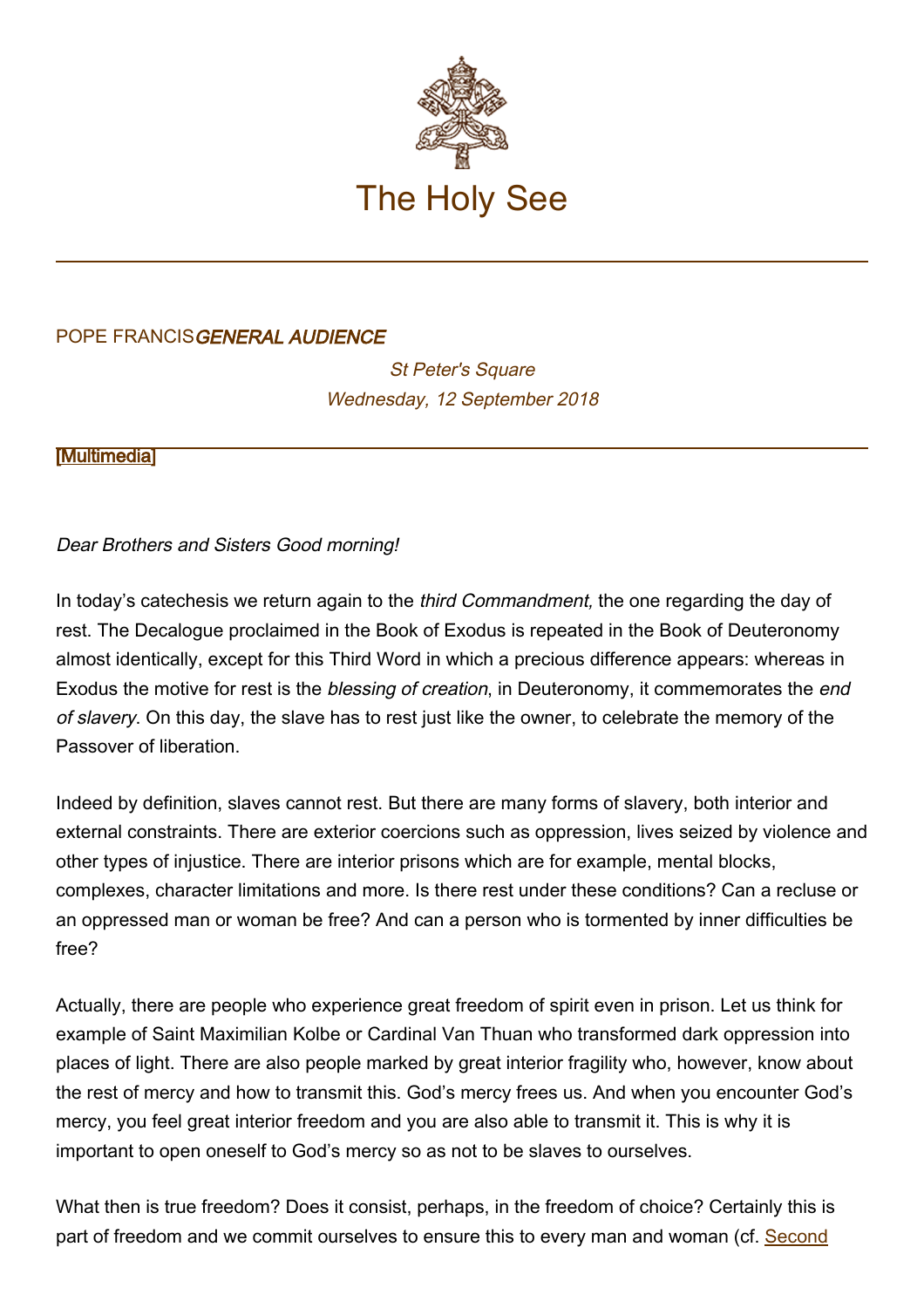# The Holy See

POPE FRANCIS *GENERAL AUDIENCE*

*St Peter's Square*
*Wednesday, 12 September 2018*

[Multimedia]

*Dear Brothers and Sisters Good morning!*

In today's catechesis we return again to the *third Commandment,* the one regarding the day of rest. The Decalogue proclaimed in the Book of Exodus is repeated in the Book of Deuteronomy almost identically, except for this Third Word in which a precious difference appears: whereas in Exodus the motive for rest is the *blessing of creation*, in Deuteronomy, it commemorates the *end of slavery*. On this day, the slave has to rest just like the owner, to celebrate the memory of the Passover of liberation.

Indeed by definition, slaves cannot rest. But there are many forms of slavery, both interior and external constraints. There are exterior coercions such as oppression, lives seized by violence and other types of injustice. There are interior prisons which are for example, mental blocks, complexes, character limitations and more. Is there rest under these conditions? Can a recluse or an oppressed man or woman be free? And can a person who is tormented by inner difficulties be free?

Actually, there are people who experience great freedom of spirit even in prison. Let us think for example of Saint Maximilian Kolbe or Cardinal Van Thuan who transformed dark oppression into places of light. There are also people marked by great interior fragility who, however, know about the rest of mercy and how to transmit this. God's mercy frees us. And when you encounter God's mercy, you feel great interior freedom and you are also able to transmit it. This is why it is important to open oneself to God's mercy so as not to be slaves to ourselves.

What then is true freedom? Does it consist, perhaps, in the freedom of choice? Certainly this is part of freedom and we commit ourselves to ensure this to every man and woman (cf. Second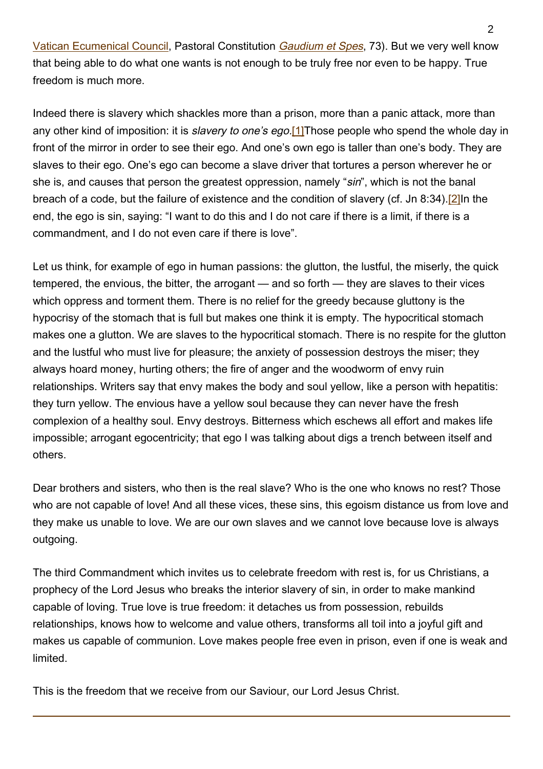Vatican Ecumenical Council, Pastoral Constitution *Gaudium et Spes*, 73). But we very well know that being able to do what one wants is not enough to be truly free nor even to be happy. True freedom is much more.

Indeed there is slavery which shackles more than a prison, more than a panic attack, more than any other kind of imposition: it is *slavery to one's ego*.[1]Those people who spend the whole day in front of the mirror in order to see their ego. And one's own ego is taller than one's body. They are slaves to their ego. One's ego can become a slave driver that tortures a person wherever he or she is, and causes that person the greatest oppression, namely "*sin*", which is not the banal breach of a code, but the failure of existence and the condition of slavery (cf. Jn 8:34).[2]In the end, the ego is sin, saying: "I want to do this and I do not care if there is a limit, if there is a commandment, and I do not even care if there is love".

Let us think, for example of ego in human passions: the glutton, the lustful, the miserly, the quick tempered, the envious, the bitter, the arrogant — and so forth — they are slaves to their vices which oppress and torment them. There is no relief for the greedy because gluttony is the hypocrisy of the stomach that is full but makes one think it is empty. The hypocritical stomach makes one a glutton. We are slaves to the hypocritical stomach. There is no respite for the glutton and the lustful who must live for pleasure; the anxiety of possession destroys the miser; they always hoard money, hurting others; the fire of anger and the woodworm of envy ruin relationships. Writers say that envy makes the body and soul yellow, like a person with hepatitis: they turn yellow. The envious have a yellow soul because they can never have the fresh complexion of a healthy soul. Envy destroys. Bitterness which eschews all effort and makes life impossible; arrogant egocentricity; that ego I was talking about digs a trench between itself and others.

Dear brothers and sisters, who then is the real slave? Who is the one who knows no rest? Those who are not capable of love! And all these vices, these sins, this egoism distance us from love and they make us unable to love. We are our own slaves and we cannot love because love is always outgoing.

The third Commandment which invites us to celebrate freedom with rest is, for us Christians, a prophecy of the Lord Jesus who breaks the interior slavery of sin, in order to make mankind capable of loving. True love is true freedom: it detaches us from possession, rebuilds relationships, knows how to welcome and value others, transforms all toil into a joyful gift and makes us capable of communion. Love makes people free even in prison, even if one is weak and limited.

This is the freedom that we receive from our Saviour, our Lord Jesus Christ.

---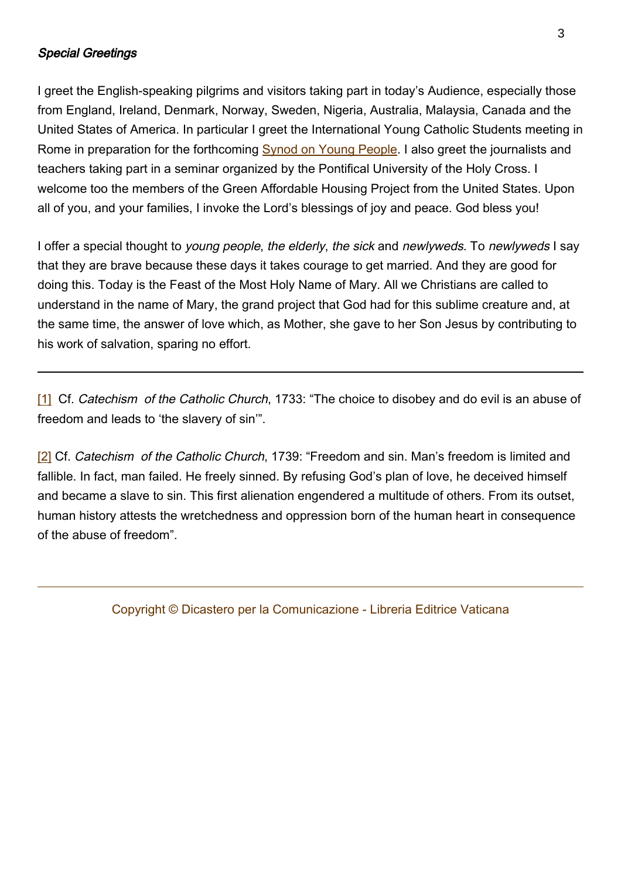***Special Greetings***

I greet the English-speaking pilgrims and visitors taking part in today's Audience, especially those from England, Ireland, Denmark, Norway, Sweden, Nigeria, Australia, Malaysia, Canada and the United States of America. In particular I greet the International Young Catholic Students meeting in Rome in preparation for the forthcoming Synod on Young People. I also greet the journalists and teachers taking part in a seminar organized by the Pontifical University of the Holy Cross. I welcome too the members of the Green Affordable Housing Project from the United States. Upon all of you, and your families, I invoke the Lord's blessings of joy and peace. God bless you!

I offer a special thought to *young people*, *the elderly*, *the sick* and *newlyweds*. To *newlyweds* I say that they are brave because these days it takes courage to get married. And they are good for doing this. Today is the Feast of the Most Holy Name of Mary. All we Christians are called to understand in the name of Mary, the grand project that God had for this sublime creature and, at the same time, the answer of love which, as Mother, she gave to her Son Jesus by contributing to his work of salvation, sparing no effort.

---

[1] Cf. *Catechism of the Catholic Church*, 1733: "The choice to disobey and do evil is an abuse of freedom and leads to 'the slavery of sin'".

[2] Cf. *Catechism of the Catholic Church*, 1739: "Freedom and sin. Man's freedom is limited and fallible. In fact, man failed. He freely sinned. By refusing God's plan of love, he deceived himself and became a slave to sin. This first alienation engendered a multitude of others. From its outset, human history attests the wretchedness and oppression born of the human heart in consequence of the abuse of freedom".

---

Copyright © Dicastero per la Comunicazione - Libreria Editrice Vaticana